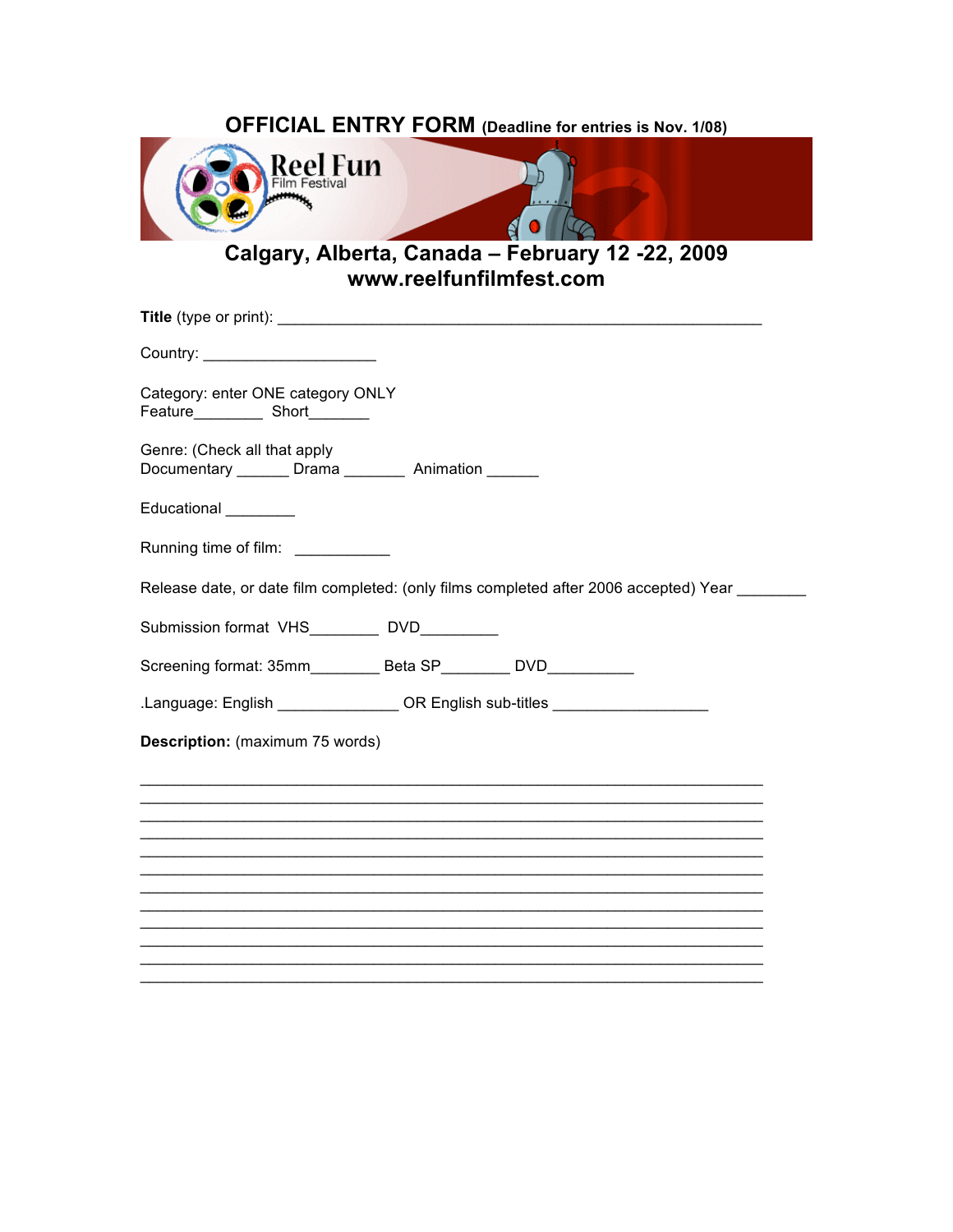# OFFICIAL ENTRY FORM (Deadline for entries is Nov. 1/08)

Reel Fun
Film Festival

## Calgary, Alberta, Canada – February 12 -22, 2009
## www.reelfunfilmfest.com

**Title** (type or print): ___________________________________________________________

Country: ____________________

Category: enter ONE category ONLY
Feature________ Short_______

Genre: (Check all that apply
Documentary ______ Drama _______ Animation ______

Educational ________

Running time of film: ___________

Release date, or date film completed: (only films completed after 2006 accepted) Year ________

Submission format VHS________ DVD_________

Screening format: 35mm________ Beta SP________ DVD__________

.Language: English ______________ OR English sub-titles __________________

**Description:** (maximum 75 words)

___________________________________________________________________________
___________________________________________________________________________
___________________________________________________________________________
___________________________________________________________________________
___________________________________________________________________________
___________________________________________________________________________
___________________________________________________________________________
___________________________________________________________________________
___________________________________________________________________________
___________________________________________________________________________
___________________________________________________________________________
___________________________________________________________________________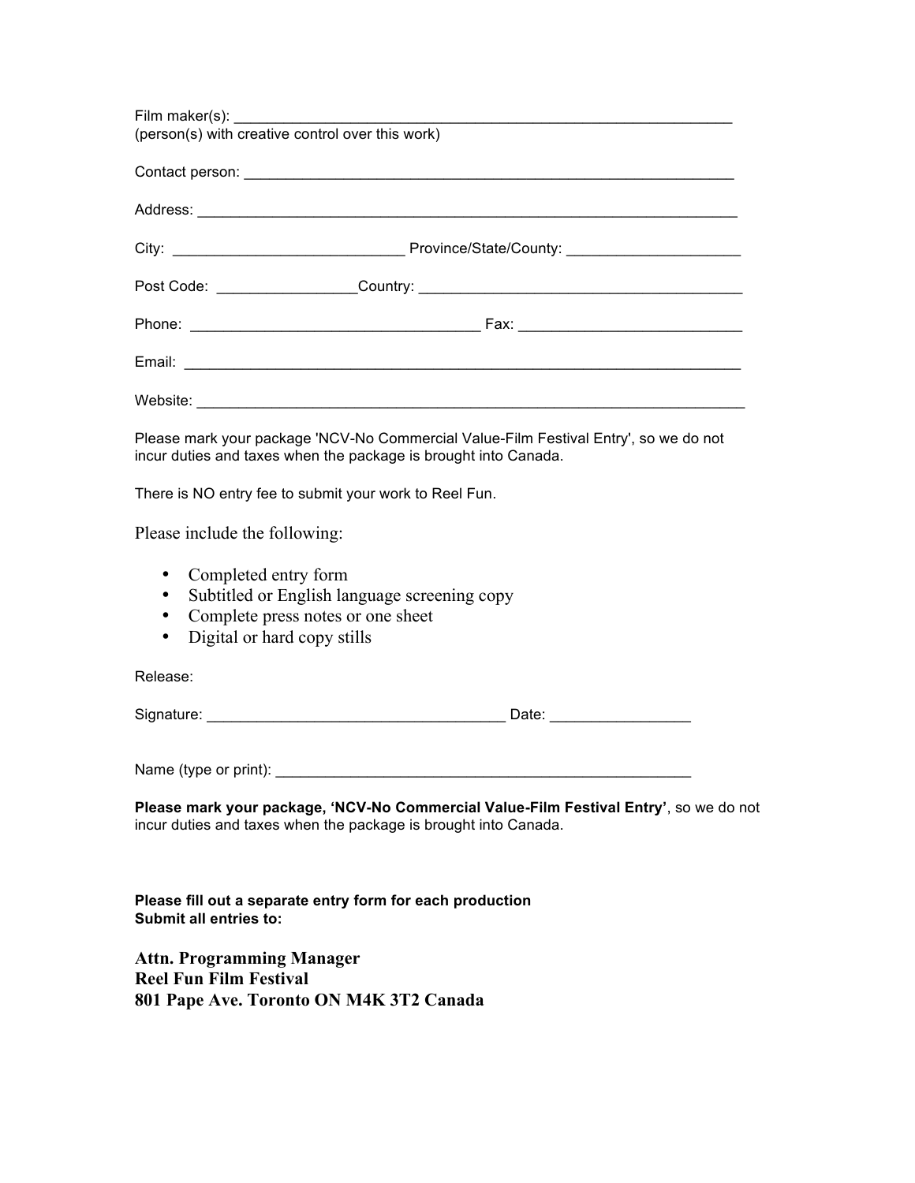Film maker(s): ______________________________________________________________
(person(s) with creative control over this work)

Contact person: ______________________________________________________________

Address: ____________________________________________________________________

City: ___________________________ Province/State/County: ____________________

Post Code: ________________Country: _______________________________________

Phone: __________________________________ Fax: __________________________

Email: ______________________________________________________________________

Website: ____________________________________________________________________

Please mark your package 'NCV-No Commercial Value-Film Festival Entry', so we do not incur duties and taxes when the package is brought into Canada.

There is NO entry fee to submit your work to Reel Fun.

Please include the following:

- Completed entry form
- Subtitled or English language screening copy
- Complete press notes or one sheet
- Digital or hard copy stills

Release:

Signature: ____________________________________ Date: ________________

Name (type or print): ____________________________________________________

**Please mark your package, 'NCV-No Commercial Value-Film Festival Entry'**, so we do not incur duties and taxes when the package is brought into Canada.

**Please fill out a separate entry form for each production**
**Submit all entries to:**

**Attn. Programming Manager**
**Reel Fun Film Festival**
**801 Pape Ave. Toronto ON M4K 3T2 Canada**